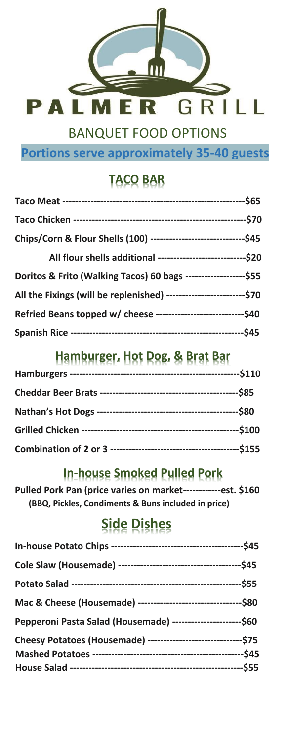# PALMER GRILL

## BANQUET FOOD OPTIONS

**Portions serve approximately 35-40 guests**

## TACO BAR

**Taco Meat** ---------------------------------------------------------**$65**

**Taco Chicken** ------------------------------------------------------**$70**

**Chips/Corn & Flour Shells (100)** -----------------------------**$45**

**All flour shells additional** ---------------------------**$20**

**Doritos & Frito (Walking Tacos) 60 bags** ------------------**$55**

**All the Fixings (will be replenished)** -----------------------**$70**

**Refried Beans topped w/ cheese** ---------------------------**$40**

**Spanish Rice** -------------------------------------------------------**$45**

## Hamburger, Hot Dog, & Brat Bar

**Hamburgers** -----------------------------------------------------**$110**

**Cheddar Beer Brats** --------------------------------------------**$85**

**Nathan's Hot Dogs** -------------------------------------------**$80**

**Grilled Chicken** ----------------------------------------------**$100**

**Combination of 2 or 3** ---------------------------------------**$155**

## In-house Smoked Pulled Pork

**Pulled Pork Pan (price varies on market------------est. $160**

**(BBQ, Pickles, Condiments & Buns included in price)**

## Side Dishes

**In-house Potato Chips** -----------------------------------------**$45**

**Cole Slaw (Housemade)** --------------------------------------**$45**

**Potato Salad** ---------------------------------------------------**$55**

**Mac & Cheese (Housemade)** --------------------------------**$80**

**Pepperoni Pasta Salad (Housemade)** ---------------------**$60**

**Cheesy Potatoes (Housemade)** -----------------------------**$75**

**Mashed Potatoes** ----------------------------------------------**$45**

**House Salad** ---------------------------------------------------**$55**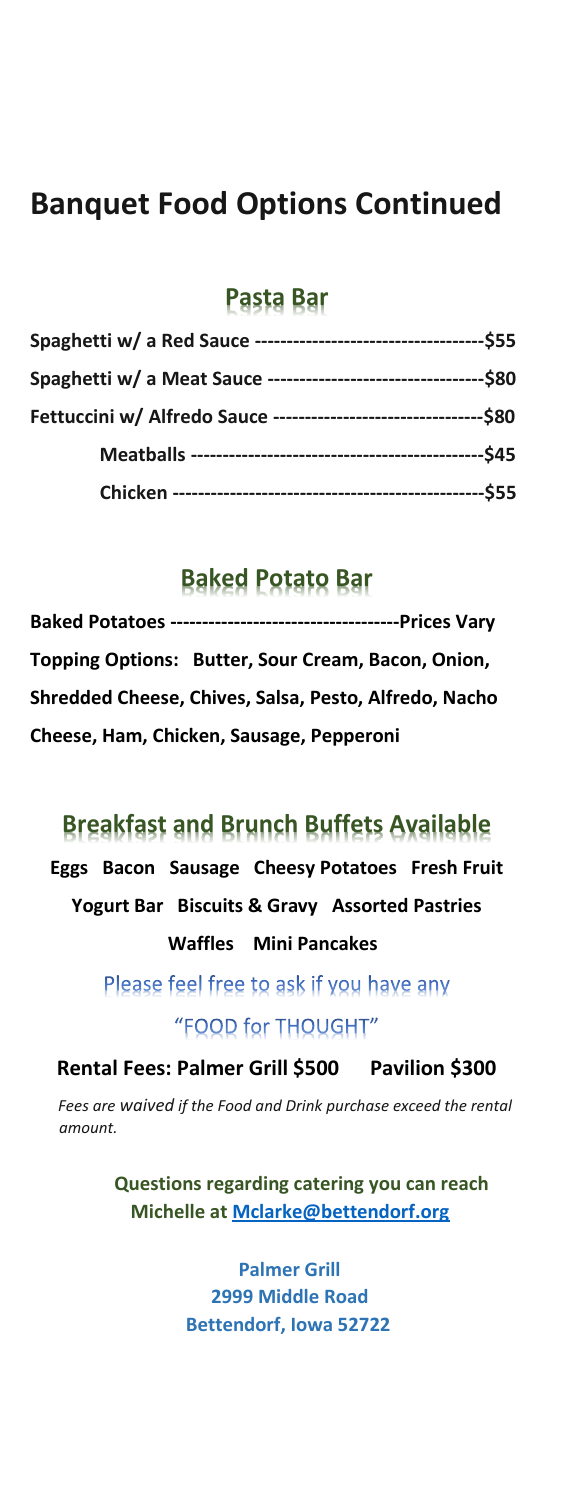# Banquet Food Options Continued

## Pasta Bar

**Spaghetti w/ a Red Sauce ------------------------------------$55**

**Spaghetti w/ a Meat Sauce ----------------------------------$80**

**Fettuccini w/ Alfredo Sauce ---------------------------------$80**

**Meatballs ------------------------------------------------$45**

**Chicken ---------------------------------------------------$55**

## Baked Potato Bar

**Baked Potatoes -----------------------------------Prices Vary**

**Topping Options: Butter, Sour Cream, Bacon, Onion, Shredded Cheese, Chives, Salsa, Pesto, Alfredo, Nacho Cheese, Ham, Chicken, Sausage, Pepperoni**

## Breakfast and Brunch Buffets Available

**Eggs Bacon Sausage Cheesy Potatoes Fresh Fruit**

**Yogurt Bar Biscuits & Gravy Assorted Pastries**

**Waffles Mini Pancakes**

Please feel free to ask if you have any

"FOOD for THOUGHT"

**Rental Fees: Palmer Grill $500 Pavilion $300**

*Fees are waived if the Food and Drink purchase exceed the rental amount.*

**Questions regarding catering you can reach Michelle at Mclarke@bettendorf.org**

**Palmer Grill**
**2999 Middle Road**
**Bettendorf, Iowa 52722**